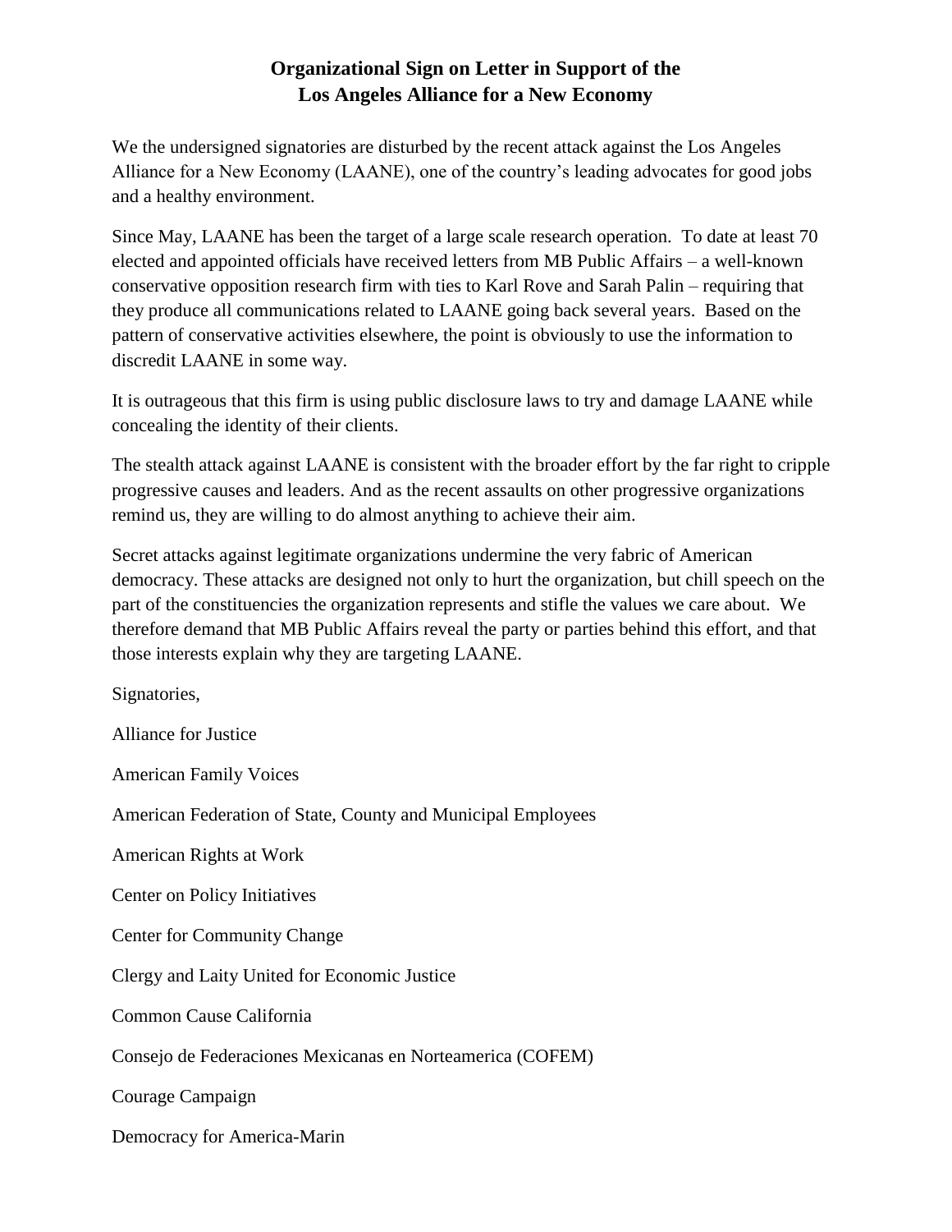# Organizational Sign on Letter in Support of the Los Angeles Alliance for a New Economy

We the undersigned signatories are disturbed by the recent attack against the Los Angeles Alliance for a New Economy (LAANE), one of the country's leading advocates for good jobs and a healthy environment.

Since May, LAANE has been the target of a large scale research operation. To date at least 70 elected and appointed officials have received letters from MB Public Affairs – a well-known conservative opposition research firm with ties to Karl Rove and Sarah Palin – requiring that they produce all communications related to LAANE going back several years. Based on the pattern of conservative activities elsewhere, the point is obviously to use the information to discredit LAANE in some way.

It is outrageous that this firm is using public disclosure laws to try and damage LAANE while concealing the identity of their clients.

The stealth attack against LAANE is consistent with the broader effort by the far right to cripple progressive causes and leaders. And as the recent assaults on other progressive organizations remind us, they are willing to do almost anything to achieve their aim.

Secret attacks against legitimate organizations undermine the very fabric of American democracy. These attacks are designed not only to hurt the organization, but chill speech on the part of the constituencies the organization represents and stifle the values we care about. We therefore demand that MB Public Affairs reveal the party or parties behind this effort, and that those interests explain why they are targeting LAANE.

Signatories,

Alliance for Justice

American Family Voices

American Federation of State, County and Municipal Employees

American Rights at Work

Center on Policy Initiatives

Center for Community Change

Clergy and Laity United for Economic Justice

Common Cause California

Consejo de Federaciones Mexicanas en Norteamerica (COFEM)

Courage Campaign

Democracy for America-Marin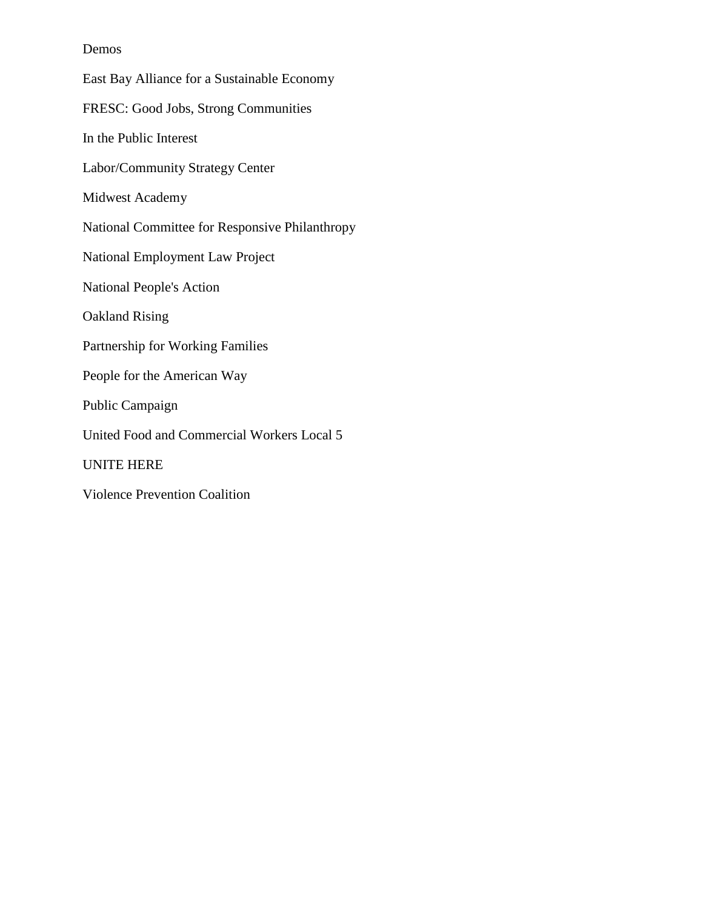Demos

East Bay Alliance for a Sustainable Economy

FRESC: Good Jobs, Strong Communities

In the Public Interest

Labor/Community Strategy Center

Midwest Academy

National Committee for Responsive Philanthropy

National Employment Law Project

National People's Action

Oakland Rising

Partnership for Working Families

People for the American Way

Public Campaign

United Food and Commercial Workers Local 5

UNITE HERE

Violence Prevention Coalition